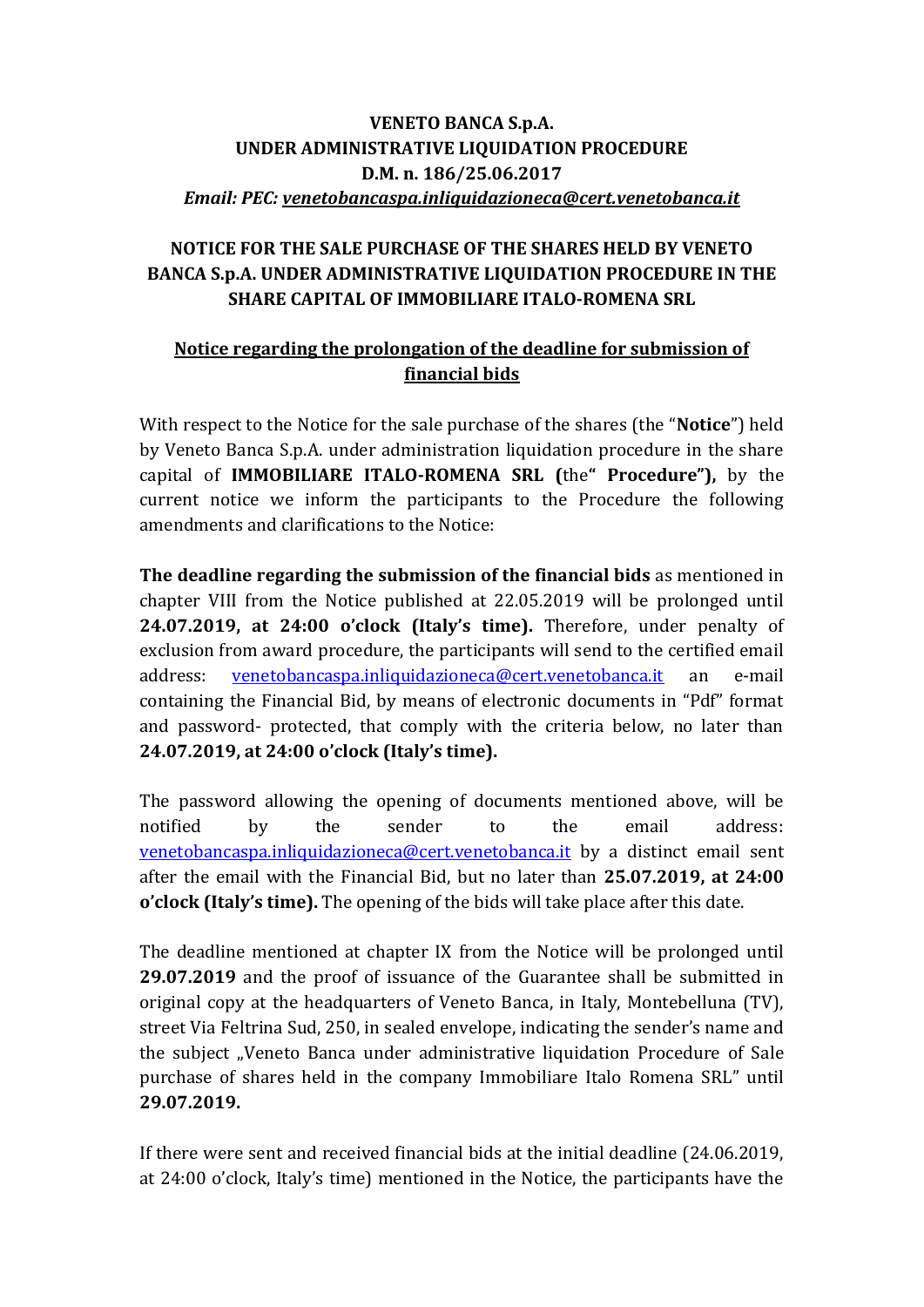**VENETO BANCA S.p.A.**
**UNDER ADMINISTRATIVE LIQUIDATION PROCEDURE**
**D.M. n. 186/25.06.2017**
***Email: PEC: venetobancaspa.inliquidazioneca@cert.venetobanca.it***

# NOTICE FOR THE SALE PURCHASE OF THE SHARES HELD BY VENETO BANCA S.p.A. UNDER ADMINISTRATIVE LIQUIDATION PROCEDURE IN THE SHARE CAPITAL OF IMMOBILIARE ITALO-ROMENA SRL

## Notice regarding the prolongation of the deadline for submission of financial bids

With respect to the Notice for the sale purchase of the shares (the "**Notice**") held by Veneto Banca S.p.A. under administration liquidation procedure in the share capital of **IMMOBILIARE ITALO-ROMENA SRL (**the**" Procedure"),** by the current notice we inform the participants to the Procedure the following amendments and clarifications to the Notice:

**The deadline regarding the submission of the financial bids** as mentioned in chapter VIII from the Notice published at 22.05.2019 will be prolonged until **24.07.2019, at 24:00 o'clock (Italy's time).** Therefore, under penalty of exclusion from award procedure, the participants will send to the certified email address: venetobancaspa.inliquidazioneca@cert.venetobanca.it an e-mail containing the Financial Bid, by means of electronic documents in "Pdf" format and password- protected, that comply with the criteria below, no later than **24.07.2019, at 24:00 o'clock (Italy's time).**

The password allowing the opening of documents mentioned above, will be notified by the sender to the email address: venetobancaspa.inliquidazioneca@cert.venetobanca.it by a distinct email sent after the email with the Financial Bid, but no later than **25.07.2019, at 24:00 o'clock (Italy's time).** The opening of the bids will take place after this date.

The deadline mentioned at chapter IX from the Notice will be prolonged until **29.07.2019** and the proof of issuance of the Guarantee shall be submitted in original copy at the headquarters of Veneto Banca, in Italy, Montebelluna (TV), street Via Feltrina Sud, 250, in sealed envelope, indicating the sender's name and the subject „Veneto Banca under administrative liquidation Procedure of Sale purchase of shares held in the company Immobiliare Italo Romena SRL" until **29.07.2019.**

If there were sent and received financial bids at the initial deadline (24.06.2019, at 24:00 o'clock, Italy's time) mentioned in the Notice, the participants have the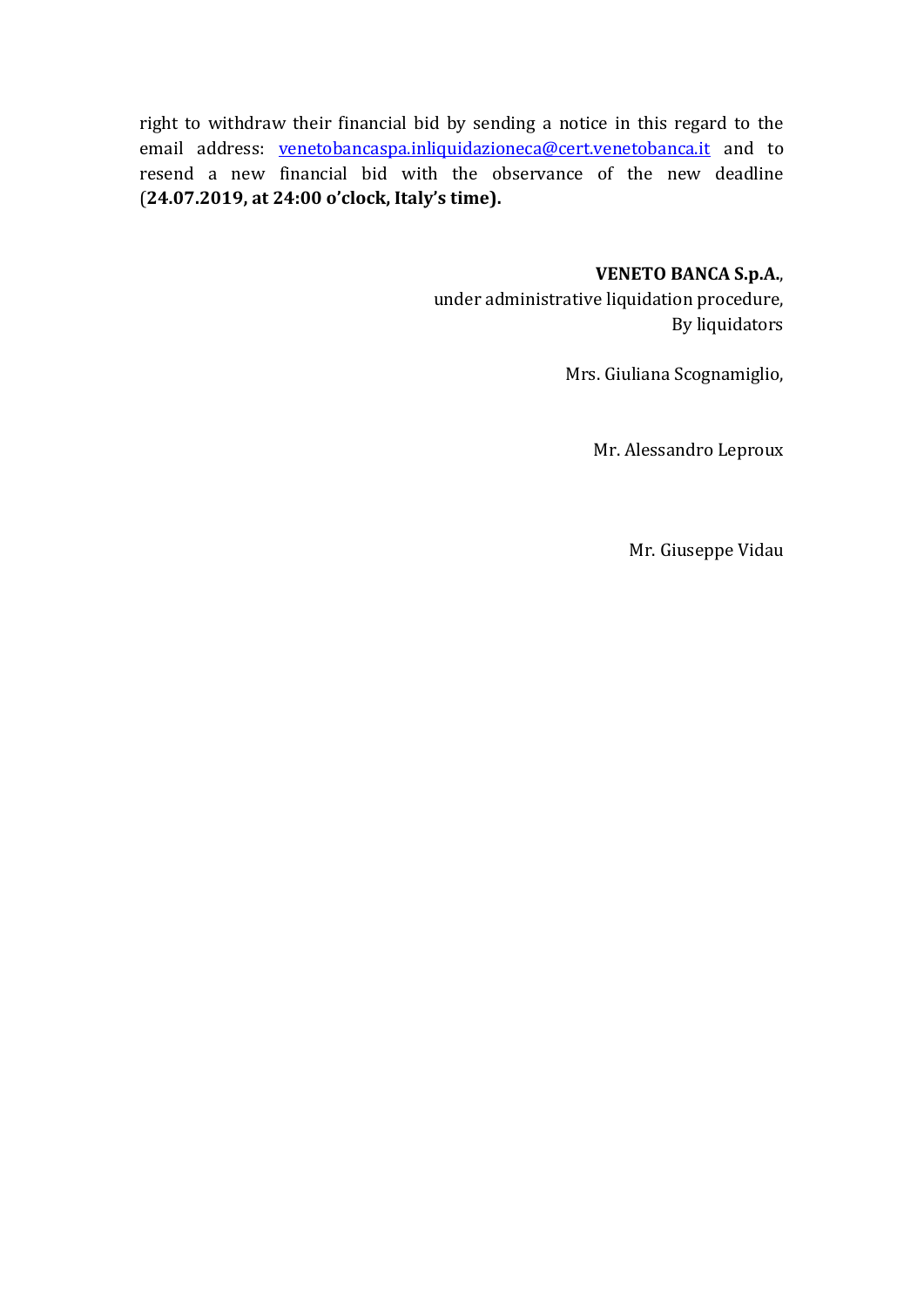right to withdraw their financial bid by sending a notice in this regard to the email address: venetobancaspa.inliquidazioneca@cert.venetobanca.it and to resend a new financial bid with the observance of the new deadline (**24.07.2019, at 24:00 o'clock, Italy's time).**

**VENETO BANCA S.p.A.**,
under administrative liquidation procedure,
By liquidators

Mrs. Giuliana Scognamiglio,

Mr. Alessandro Leproux

Mr. Giuseppe Vidau